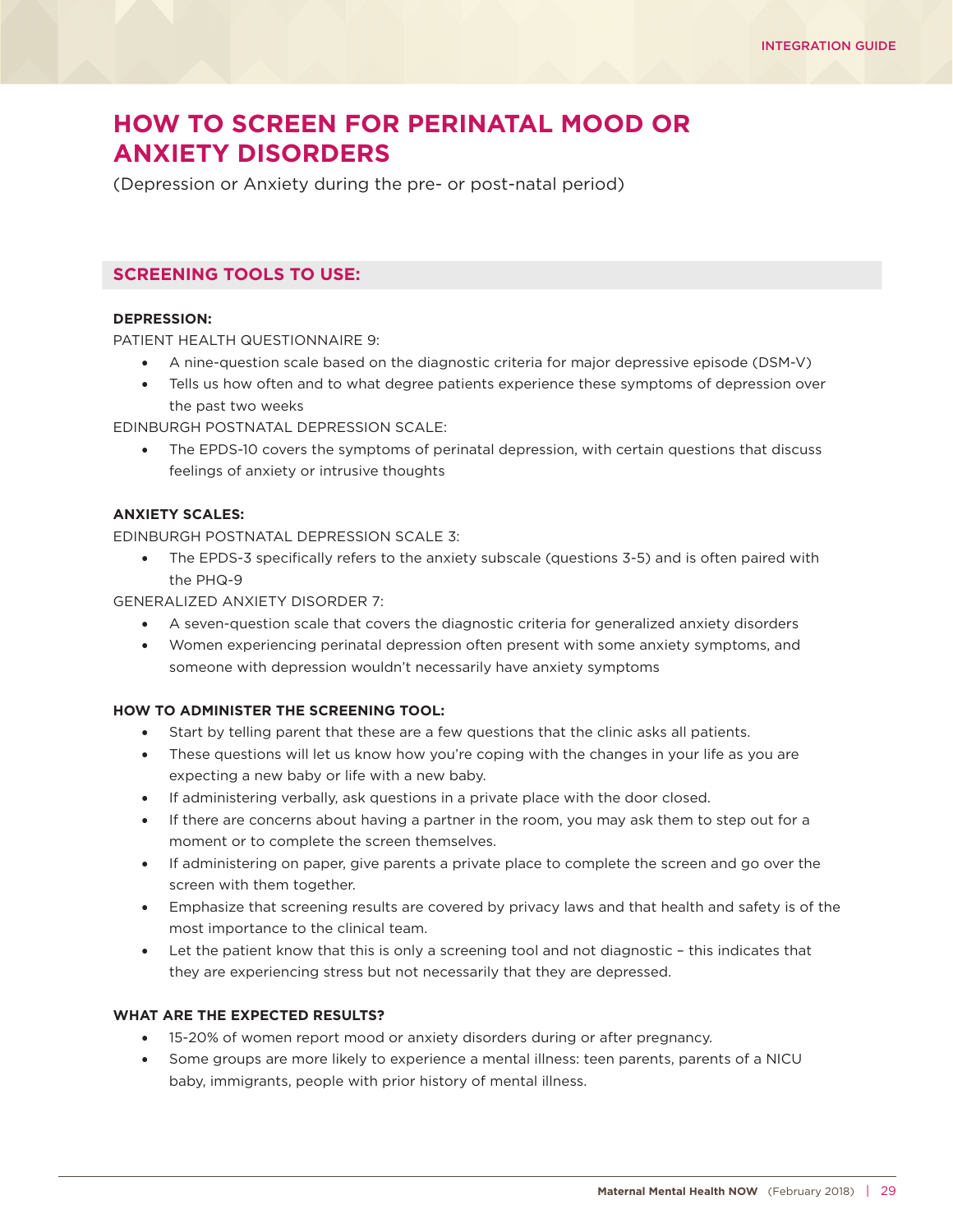# HOW TO SCREEN FOR PERINATAL MOOD OR ANXIETY DISORDERS

(Depression or Anxiety during the pre- or post-natal period)

## SCREENING TOOLS TO USE:

**DEPRESSION:**

PATIENT HEALTH QUESTIONNAIRE 9:

- A nine-question scale based on the diagnostic criteria for major depressive episode (DSM-V)
- Tells us how often and to what degree patients experience these symptoms of depression over the past two weeks

EDINBURGH POSTNATAL DEPRESSION SCALE:

- The EPDS-10 covers the symptoms of perinatal depression, with certain questions that discuss feelings of anxiety or intrusive thoughts

**ANXIETY SCALES:**

EDINBURGH POSTNATAL DEPRESSION SCALE 3:

- The EPDS-3 specifically refers to the anxiety subscale (questions 3-5) and is often paired with the PHQ-9

GENERALIZED ANXIETY DISORDER 7:

- A seven-question scale that covers the diagnostic criteria for generalized anxiety disorders
- Women experiencing perinatal depression often present with some anxiety symptoms, and someone with depression wouldn't necessarily have anxiety symptoms

**HOW TO ADMINISTER THE SCREENING TOOL:**

- Start by telling parent that these are a few questions that the clinic asks all patients.
- These questions will let us know how you're coping with the changes in your life as you are expecting a new baby or life with a new baby.
- If administering verbally, ask questions in a private place with the door closed.
- If there are concerns about having a partner in the room, you may ask them to step out for a moment or to complete the screen themselves.
- If administering on paper, give parents a private place to complete the screen and go over the screen with them together.
- Emphasize that screening results are covered by privacy laws and that health and safety is of the most importance to the clinical team.
- Let the patient know that this is only a screening tool and not diagnostic – this indicates that they are experiencing stress but not necessarily that they are depressed.

**WHAT ARE THE EXPECTED RESULTS?**

- 15-20% of women report mood or anxiety disorders during or after pregnancy.
- Some groups are more likely to experience a mental illness: teen parents, parents of a NICU baby, immigrants, people with prior history of mental illness.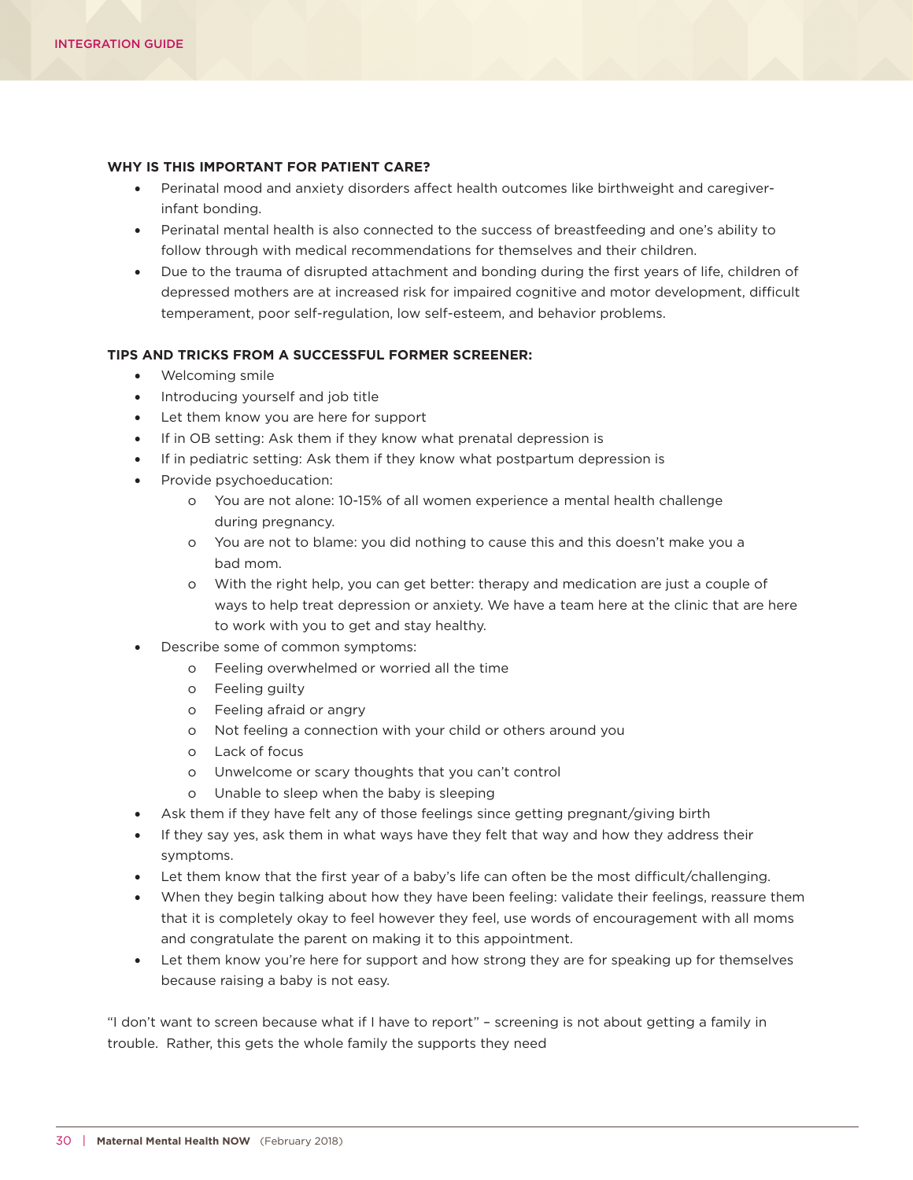**WHY IS THIS IMPORTANT FOR PATIENT CARE?**

- Perinatal mood and anxiety disorders affect health outcomes like birthweight and caregiver-infant bonding.
- Perinatal mental health is also connected to the success of breastfeeding and one's ability to follow through with medical recommendations for themselves and their children.
- Due to the trauma of disrupted attachment and bonding during the first years of life, children of depressed mothers are at increased risk for impaired cognitive and motor development, difficult temperament, poor self-regulation, low self-esteem, and behavior problems.

**TIPS AND TRICKS FROM A SUCCESSFUL FORMER SCREENER:**

- Welcoming smile
- Introducing yourself and job title
- Let them know you are here for support
- If in OB setting: Ask them if they know what prenatal depression is
- If in pediatric setting: Ask them if they know what postpartum depression is
- Provide psychoeducation:
  - You are not alone: 10-15% of all women experience a mental health challenge during pregnancy.
  - You are not to blame: you did nothing to cause this and this doesn't make you a bad mom.
  - With the right help, you can get better: therapy and medication are just a couple of ways to help treat depression or anxiety. We have a team here at the clinic that are here to work with you to get and stay healthy.
- Describe some of common symptoms:
  - Feeling overwhelmed or worried all the time
  - Feeling guilty
  - Feeling afraid or angry
  - Not feeling a connection with your child or others around you
  - Lack of focus
  - Unwelcome or scary thoughts that you can't control
  - Unable to sleep when the baby is sleeping
- Ask them if they have felt any of those feelings since getting pregnant/giving birth
- If they say yes, ask them in what ways have they felt that way and how they address their symptoms.
- Let them know that the first year of a baby's life can often be the most difficult/challenging.
- When they begin talking about how they have been feeling: validate their feelings, reassure them that it is completely okay to feel however they feel, use words of encouragement with all moms and congratulate the parent on making it to this appointment.
- Let them know you're here for support and how strong they are for speaking up for themselves because raising a baby is not easy.

"I don't want to screen because what if I have to report" – screening is not about getting a family in trouble. Rather, this gets the whole family the supports they need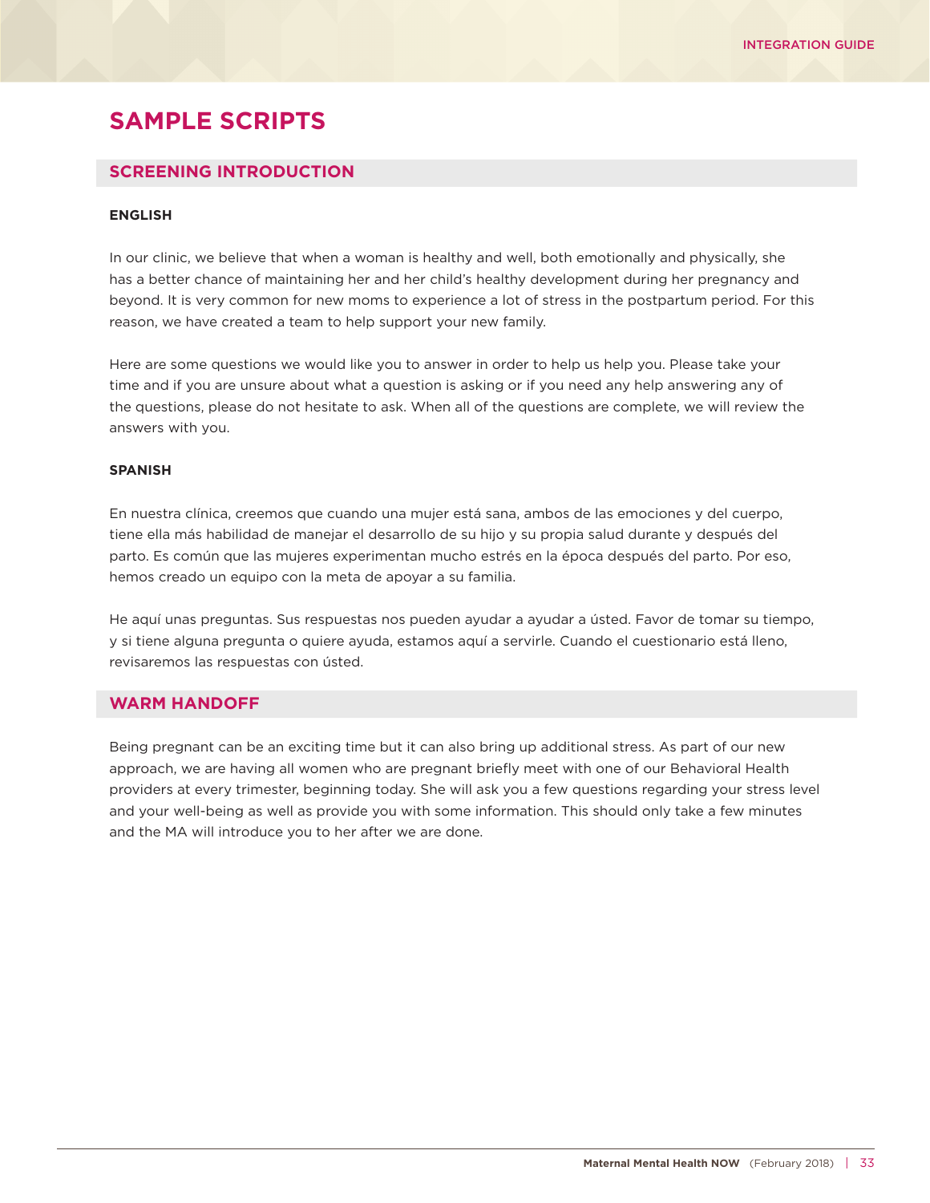# SAMPLE SCRIPTS

## SCREENING INTRODUCTION

**ENGLISH**

In our clinic, we believe that when a woman is healthy and well, both emotionally and physically, she has a better chance of maintaining her and her child's healthy development during her pregnancy and beyond. It is very common for new moms to experience a lot of stress in the postpartum period. For this reason, we have created a team to help support your new family.

Here are some questions we would like you to answer in order to help us help you. Please take your time and if you are unsure about what a question is asking or if you need any help answering any of the questions, please do not hesitate to ask. When all of the questions are complete, we will review the answers with you.

**SPANISH**

En nuestra clínica, creemos que cuando una mujer está sana, ambos de las emociones y del cuerpo, tiene ella más habilidad de manejar el desarrollo de su hijo y su propia salud durante y después del parto. Es común que las mujeres experimentan mucho estrés en la época después del parto. Por eso, hemos creado un equipo con la meta de apoyar a su familia.

He aquí unas preguntas. Sus respuestas nos pueden ayudar a ayudar a ústed. Favor de tomar su tiempo, y si tiene alguna pregunta o quiere ayuda, estamos aquí a servirle. Cuando el cuestionario está lleno, revisaremos las respuestas con ústed.

## WARM HANDOFF

Being pregnant can be an exciting time but it can also bring up additional stress. As part of our new approach, we are having all women who are pregnant briefly meet with one of our Behavioral Health providers at every trimester, beginning today. She will ask you a few questions regarding your stress level and your well-being as well as provide you with some information. This should only take a few minutes and the MA will introduce you to her after we are done.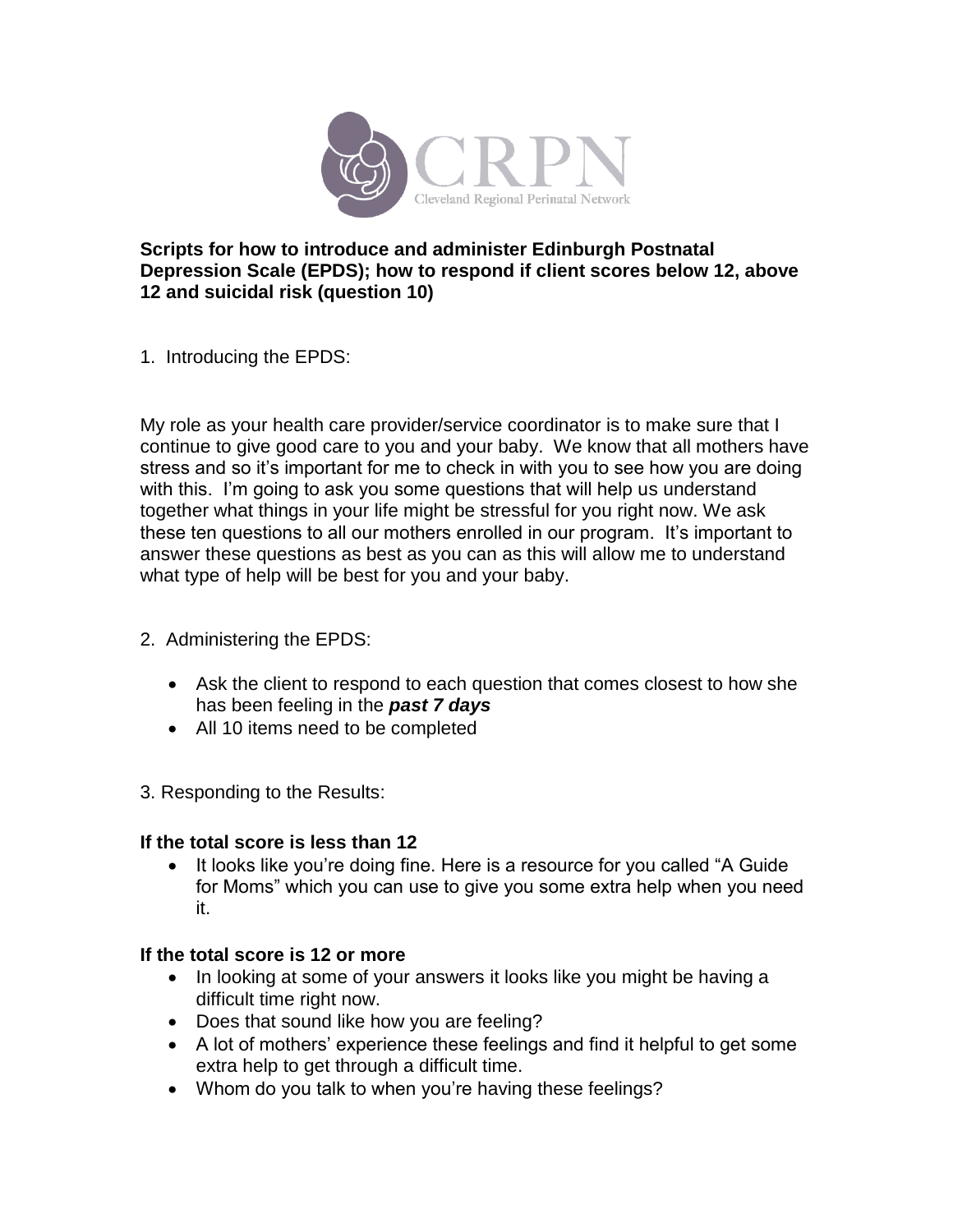CRPN

Cleveland Regional Perinatal Network

**Scripts for how to introduce and administer Edinburgh Postnatal Depression Scale (EPDS); how to respond if client scores below 12, above 12 and suicidal risk (question 10)**

1. Introducing the EPDS:

My role as your health care provider/service coordinator is to make sure that I continue to give good care to you and your baby. We know that all mothers have stress and so it's important for me to check in with you to see how you are doing with this. I'm going to ask you some questions that will help us understand together what things in your life might be stressful for you right now. We ask these ten questions to all our mothers enrolled in our program. It's important to answer these questions as best as you can as this will allow me to understand what type of help will be best for you and your baby.

2. Administering the EPDS:

- Ask the client to respond to each question that comes closest to how she has been feeling in the ***past 7 days***
- All 10 items need to be completed

3. Responding to the Results:

**If the total score is less than 12**

- It looks like you're doing fine. Here is a resource for you called "A Guide for Moms" which you can use to give you some extra help when you need it.

**If the total score is 12 or more**

- In looking at some of your answers it looks like you might be having a difficult time right now.
- Does that sound like how you are feeling?
- A lot of mothers' experience these feelings and find it helpful to get some extra help to get through a difficult time.
- Whom do you talk to when you're having these feelings?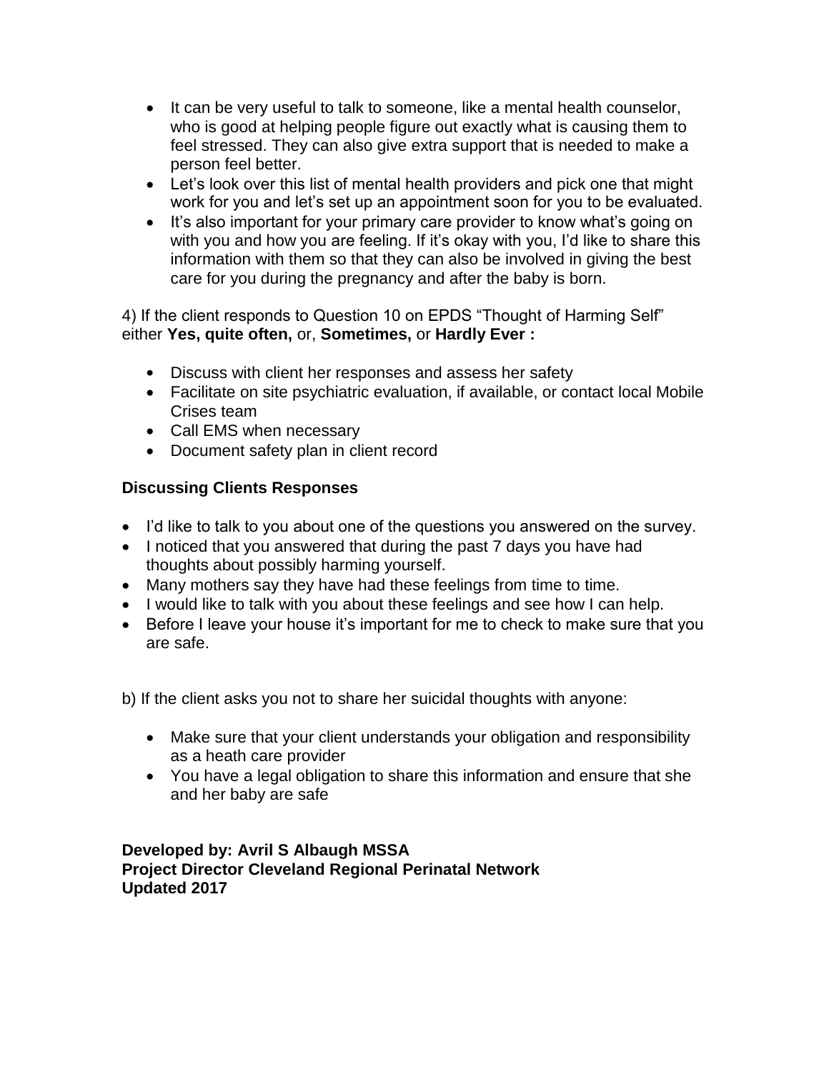- It can be very useful to talk to someone, like a mental health counselor, who is good at helping people figure out exactly what is causing them to feel stressed. They can also give extra support that is needed to make a person feel better.
- Let's look over this list of mental health providers and pick one that might work for you and let's set up an appointment soon for you to be evaluated.
- It's also important for your primary care provider to know what's going on with you and how you are feeling. If it's okay with you, I'd like to share this information with them so that they can also be involved in giving the best care for you during the pregnancy and after the baby is born.

4) If the client responds to Question 10 on EPDS "Thought of Harming Self" either **Yes, quite often,** or, **Sometimes,** or **Hardly Ever :**

- Discuss with client her responses and assess her safety
- Facilitate on site psychiatric evaluation, if available, or contact local Mobile Crises team
- Call EMS when necessary
- Document safety plan in client record

**Discussing Clients Responses**

- I'd like to talk to you about one of the questions you answered on the survey.
- I noticed that you answered that during the past 7 days you have had thoughts about possibly harming yourself.
- Many mothers say they have had these feelings from time to time.
- I would like to talk with you about these feelings and see how I can help.
- Before I leave your house it's important for me to check to make sure that you are safe.

b) If the client asks you not to share her suicidal thoughts with anyone:

- Make sure that your client understands your obligation and responsibility as a heath care provider
- You have a legal obligation to share this information and ensure that she and her baby are safe

**Developed by: Avril S Albaugh MSSA**
**Project Director Cleveland Regional Perinatal Network**
**Updated 2017**